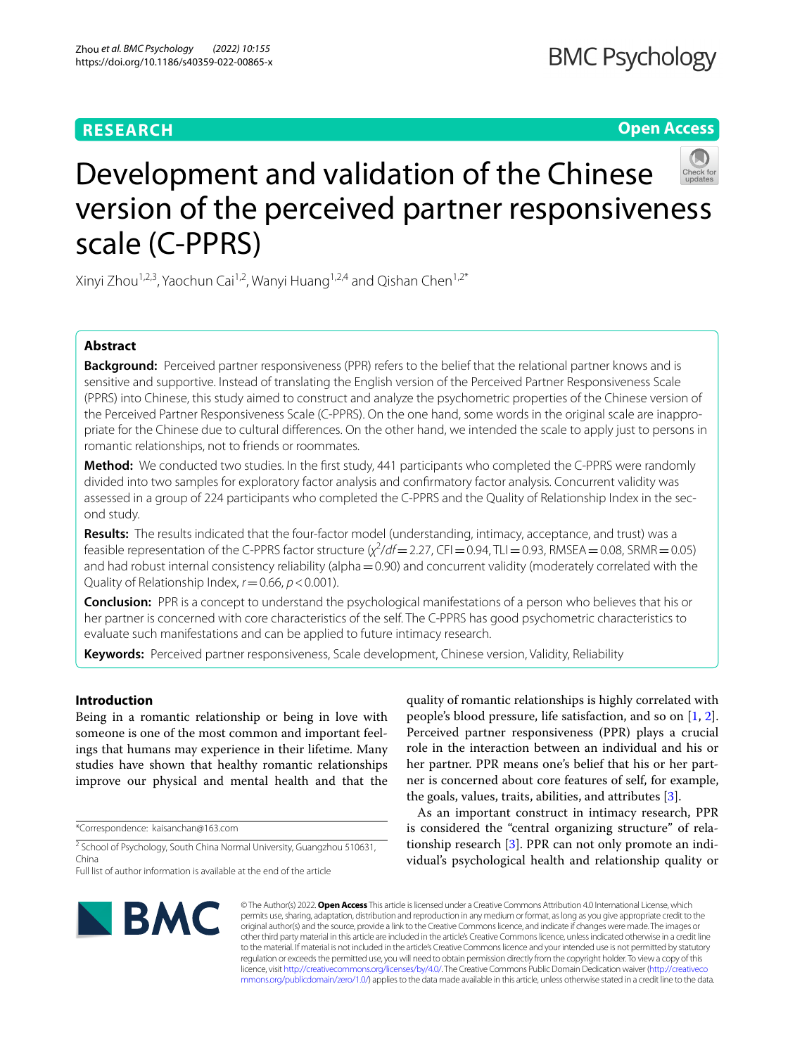**RESEARCH** **Open Access**

# Development and validation of the Chinese version of the perceived partner responsiveness scale (C-PPRS)

Xinyi Zhou[1,2,3], Yaochun Cai[1,2], Wanyi Huang[1,2,4] and Qishan Chen[1,2*]

## Abstract

**Background:** Perceived partner responsiveness (PPR) refers to the belief that the relational partner knows and is sensitive and supportive. Instead of translating the English version of the Perceived Partner Responsiveness Scale (PPRS) into Chinese, this study aimed to construct and analyze the psychometric properties of the Chinese version of the Perceived Partner Responsiveness Scale (C-PPRS). On the one hand, some words in the original scale are inappropriate for the Chinese due to cultural differences. On the other hand, we intended the scale to apply just to persons in romantic relationships, not to friends or roommates.

**Method:** We conducted two studies. In the first study, 441 participants who completed the C-PPRS were randomly divided into two samples for exploratory factor analysis and confirmatory factor analysis. Concurrent validity was assessed in a group of 224 participants who completed the C-PPRS and the Quality of Relationship Index in the second study.

**Results:** The results indicated that the four-factor model (understanding, intimacy, acceptance, and trust) was a feasible representation of the C-PPRS factor structure ($\chi^2/df = 2.27$, CFI = 0.94, TLI = 0.93, RMSEA = 0.08, SRMR = 0.05) and had robust internal consistency reliability (alpha = 0.90) and concurrent validity (moderately correlated with the Quality of Relationship Index, $r = 0.66$, $p < 0.001$).

**Conclusion:** PPR is a concept to understand the psychological manifestations of a person who believes that his or her partner is concerned with core characteristics of the self. The C-PPRS has good psychometric characteristics to evaluate such manifestations and can be applied to future intimacy research.

**Keywords:** Perceived partner responsiveness, Scale development, Chinese version, Validity, Reliability

## Introduction

Being in a romantic relationship or being in love with someone is one of the most common and important feelings that humans may experience in their lifetime. Many studies have shown that healthy romantic relationships improve our physical and mental health and that the quality of romantic relationships is highly correlated with people's blood pressure, life satisfaction, and so on [1, 2]. Perceived partner responsiveness (PPR) plays a crucial role in the interaction between an individual and his or her partner. PPR means one's belief that his or her partner is concerned about core features of self, for example, the goals, values, traits, abilities, and attributes [3].

As an important construct in intimacy research, PPR is considered the "central organizing structure" of relationship research [3]. PPR can not only promote an individual's psychological health and relationship quality or

*Correspondence: kaisanchan@163.com

[2] School of Psychology, South China Normal University, Guangzhou 510631, China

Full list of author information is available at the end of the article

© The Author(s) 2022. **Open Access** This article is licensed under a Creative Commons Attribution 4.0 International License, which permits use, sharing, adaptation, distribution and reproduction in any medium or format, as long as you give appropriate credit to the original author(s) and the source, provide a link to the Creative Commons licence, and indicate if changes were made. The images or other third party material in this article are included in the article's Creative Commons licence, unless indicated otherwise in a credit line to the material. If material is not included in the article's Creative Commons licence and your intended use is not permitted by statutory regulation or exceeds the permitted use, you will need to obtain permission directly from the copyright holder. To view a copy of this licence, visit http://creativecommons.org/licenses/by/4.0/. The Creative Commons Public Domain Dedication waiver (http://creativecommons.org/publicdomain/zero/1.0/) applies to the data made available in this article, unless otherwise stated in a credit line to the data.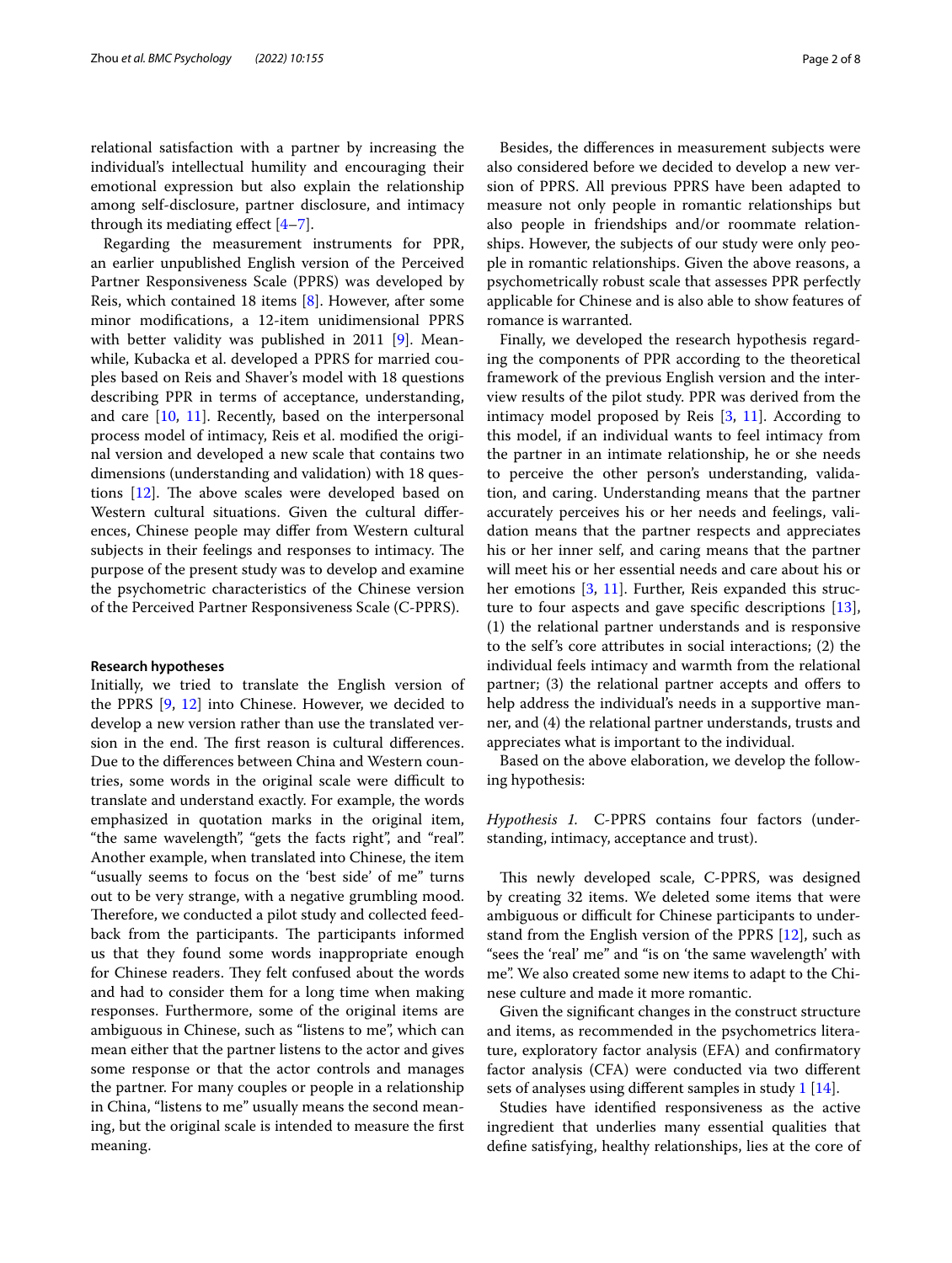relational satisfaction with a partner by increasing the individual's intellectual humility and encouraging their emotional expression but also explain the relationship among self-disclosure, partner disclosure, and intimacy through its mediating effect [4–7].

Regarding the measurement instruments for PPR, an earlier unpublished English version of the Perceived Partner Responsiveness Scale (PPRS) was developed by Reis, which contained 18 items [8]. However, after some minor modifications, a 12-item unidimensional PPRS with better validity was published in 2011 [9]. Meanwhile, Kubacka et al. developed a PPRS for married couples based on Reis and Shaver's model with 18 questions describing PPR in terms of acceptance, understanding, and care [10, 11]. Recently, based on the interpersonal process model of intimacy, Reis et al. modified the original version and developed a new scale that contains two dimensions (understanding and validation) with 18 questions [12]. The above scales were developed based on Western cultural situations. Given the cultural differences, Chinese people may differ from Western cultural subjects in their feelings and responses to intimacy. The purpose of the present study was to develop and examine the psychometric characteristics of the Chinese version of the Perceived Partner Responsiveness Scale (C-PPRS).

#### Research hypotheses

Initially, we tried to translate the English version of the PPRS [9, 12] into Chinese. However, we decided to develop a new version rather than use the translated version in the end. The first reason is cultural differences. Due to the differences between China and Western countries, some words in the original scale were difficult to translate and understand exactly. For example, the words emphasized in quotation marks in the original item, "the same wavelength", "gets the facts right", and "real". Another example, when translated into Chinese, the item "usually seems to focus on the 'best side' of me" turns out to be very strange, with a negative grumbling mood. Therefore, we conducted a pilot study and collected feedback from the participants. The participants informed us that they found some words inappropriate enough for Chinese readers. They felt confused about the words and had to consider them for a long time when making responses. Furthermore, some of the original items are ambiguous in Chinese, such as "listens to me", which can mean either that the partner listens to the actor and gives some response or that the actor controls and manages the partner. For many couples or people in a relationship in China, "listens to me" usually means the second meaning, but the original scale is intended to measure the first meaning.

Besides, the differences in measurement subjects were also considered before we decided to develop a new version of PPRS. All previous PPRS have been adapted to measure not only people in romantic relationships but also people in friendships and/or roommate relationships. However, the subjects of our study were only people in romantic relationships. Given the above reasons, a psychometrically robust scale that assesses PPR perfectly applicable for Chinese and is also able to show features of romance is warranted.

Finally, we developed the research hypothesis regarding the components of PPR according to the theoretical framework of the previous English version and the interview results of the pilot study. PPR was derived from the intimacy model proposed by Reis [3, 11]. According to this model, if an individual wants to feel intimacy from the partner in an intimate relationship, he or she needs to perceive the other person's understanding, validation, and caring. Understanding means that the partner accurately perceives his or her needs and feelings, validation means that the partner respects and appreciates his or her inner self, and caring means that the partner will meet his or her essential needs and care about his or her emotions [3, 11]. Further, Reis expanded this structure to four aspects and gave specific descriptions [13], (1) the relational partner understands and is responsive to the self's core attributes in social interactions; (2) the individual feels intimacy and warmth from the relational partner; (3) the relational partner accepts and offers to help address the individual's needs in a supportive manner, and (4) the relational partner understands, trusts and appreciates what is important to the individual.

Based on the above elaboration, we develop the following hypothesis:

*Hypothesis 1.* C-PPRS contains four factors (understanding, intimacy, acceptance and trust).

This newly developed scale, C-PPRS, was designed by creating 32 items. We deleted some items that were ambiguous or difficult for Chinese participants to understand from the English version of the PPRS [12], such as "sees the 'real' me" and "is on 'the same wavelength' with me". We also created some new items to adapt to the Chinese culture and made it more romantic.

Given the significant changes in the construct structure and items, as recommended in the psychometrics literature, exploratory factor analysis (EFA) and confirmatory factor analysis (CFA) were conducted via two different sets of analyses using different samples in study 1 [14].

Studies have identified responsiveness as the active ingredient that underlies many essential qualities that define satisfying, healthy relationships, lies at the core of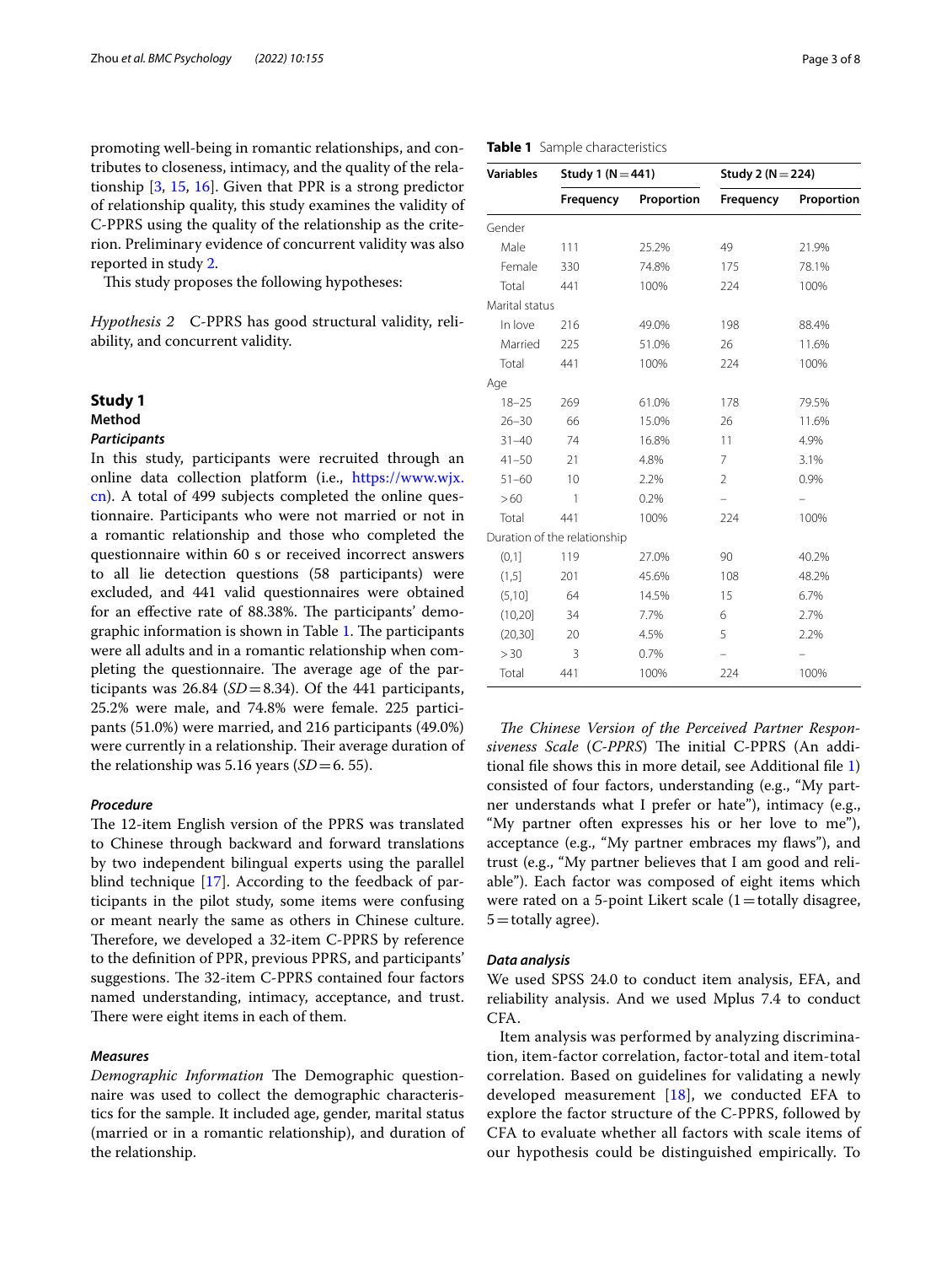promoting well-being in romantic relationships, and contributes to closeness, intimacy, and the quality of the relationship [3, 15, 16]. Given that PPR is a strong predictor of relationship quality, this study examines the validity of C-PPRS using the quality of the relationship as the criterion. Preliminary evidence of concurrent validity was also reported in study 2.

This study proposes the following hypotheses:

*Hypothesis 2* C-PPRS has good structural validity, reliability, and concurrent validity.

## Study 1

### Method

#### *Participants*

In this study, participants were recruited through an online data collection platform (i.e., https://www.wjx.cn). A total of 499 subjects completed the online questionnaire. Participants who were not married or not in a romantic relationship and those who completed the questionnaire within 60 s or received incorrect answers to all lie detection questions (58 participants) were excluded, and 441 valid questionnaires were obtained for an effective rate of 88.38%. The participants' demographic information is shown in Table 1. The participants were all adults and in a romantic relationship when completing the questionnaire. The average age of the participants was 26.84 ($SD = 8.34$). Of the 441 participants, 25.2% were male, and 74.8% were female. 225 participants (51.0%) were married, and 216 participants (49.0%) were currently in a relationship. Their average duration of the relationship was 5.16 years ($SD = 6.55$).

#### *Procedure*

The 12-item English version of the PPRS was translated to Chinese through backward and forward translations by two independent bilingual experts using the parallel blind technique [17]. According to the feedback of participants in the pilot study, some items were confusing or meant nearly the same as others in Chinese culture. Therefore, we developed a 32-item C-PPRS by reference to the definition of PPR, previous PPRS, and participants' suggestions. The 32-item C-PPRS contained four factors named understanding, intimacy, acceptance, and trust. There were eight items in each of them.

#### *Measures*

*Demographic Information* The Demographic questionnaire was used to collect the demographic characteristics for the sample. It included age, gender, marital status (married or in a romantic relationship), and duration of the relationship.

**Table 1** Sample characteristics

| Variables | Study 1 (N = 441) | | Study 2 (N = 224) | |
|---|---|---|---|---|
| | Frequency | Proportion | Frequency | Proportion |
| Gender | | | | |
| Male | 111 | 25.2% | 49 | 21.9% |
| Female | 330 | 74.8% | 175 | 78.1% |
| Total | 441 | 100% | 224 | 100% |
| Marital status | | | | |
| In love | 216 | 49.0% | 198 | 88.4% |
| Married | 225 | 51.0% | 26 | 11.6% |
| Total | 441 | 100% | 224 | 100% |
| Age | | | | |
| 18–25 | 269 | 61.0% | 178 | 79.5% |
| 26–30 | 66 | 15.0% | 26 | 11.6% |
| 31–40 | 74 | 16.8% | 11 | 4.9% |
| 41–50 | 21 | 4.8% | 7 | 3.1% |
| 51–60 | 10 | 2.2% | 2 | 0.9% |
| >60 | 1 | 0.2% | – | – |
| Total | 441 | 100% | 224 | 100% |
| Duration of the relationship | | | | |
| (0,1] | 119 | 27.0% | 90 | 40.2% |
| (1,5] | 201 | 45.6% | 108 | 48.2% |
| (5,10] | 64 | 14.5% | 15 | 6.7% |
| (10,20] | 34 | 7.7% | 6 | 2.7% |
| (20,30] | 20 | 4.5% | 5 | 2.2% |
| >30 | 3 | 0.7% | – | – |
| Total | 441 | 100% | 224 | 100% |

*The Chinese Version of the Perceived Partner Responsiveness Scale* (*C-PPRS*) The initial C-PPRS (An additional file shows this in more detail, see Additional file 1) consisted of four factors, understanding (e.g., "My partner understands what I prefer or hate"), intimacy (e.g., "My partner often expresses his or her love to me"), acceptance (e.g., "My partner embraces my flaws"), and trust (e.g., "My partner believes that I am good and reliable"). Each factor was composed of eight items which were rated on a 5-point Likert scale (1 = totally disagree, 5 = totally agree).

#### *Data analysis*

We used SPSS 24.0 to conduct item analysis, EFA, and reliability analysis. And we used Mplus 7.4 to conduct CFA.

Item analysis was performed by analyzing discrimination, item-factor correlation, factor-total and item-total correlation. Based on guidelines for validating a newly developed measurement [18], we conducted EFA to explore the factor structure of the C-PPRS, followed by CFA to evaluate whether all factors with scale items of our hypothesis could be distinguished empirically. To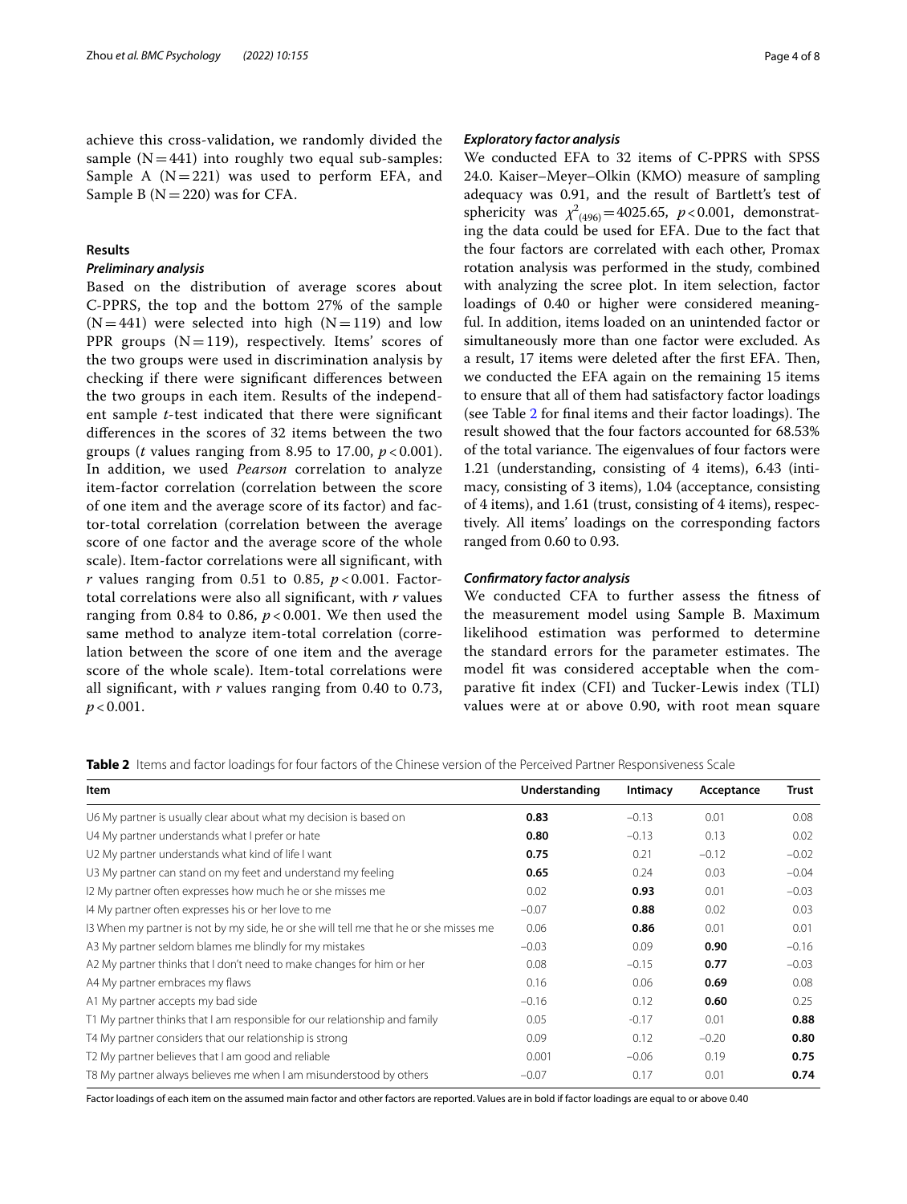achieve this cross-validation, we randomly divided the sample (N = 441) into roughly two equal sub-samples: Sample A (N = 221) was used to perform EFA, and Sample B (N = 220) was for CFA.

## Results

### Preliminary analysis

Based on the distribution of average scores about C-PPRS, the top and the bottom 27% of the sample (N = 441) were selected into high (N = 119) and low PPR groups (N = 119), respectively. Items' scores of the two groups were used in discrimination analysis by checking if there were significant differences between the two groups in each item. Results of the independent sample *t*-test indicated that there were significant differences in the scores of 32 items between the two groups (*t* values ranging from 8.95 to 17.00, $p < 0.001$). In addition, we used *Pearson* correlation to analyze item-factor correlation (correlation between the score of one item and the average score of its factor) and factor-total correlation (correlation between the average score of one factor and the average score of the whole scale). Item-factor correlations were all significant, with *r* values ranging from 0.51 to 0.85, $p < 0.001$. Factor-total correlations were also all significant, with *r* values ranging from 0.84 to 0.86, $p < 0.001$. We then used the same method to analyze item-total correlation (correlation between the score of one item and the average score of the whole scale). Item-total correlations were all significant, with *r* values ranging from 0.40 to 0.73, $p < 0.001$.

### Exploratory factor analysis

We conducted EFA to 32 items of C-PPRS with SPSS 24.0. Kaiser–Meyer–Olkin (KMO) measure of sampling adequacy was 0.91, and the result of Bartlett's test of sphericity was $\chi^2_{(496)} = 4025.65$, $p < 0.001$, demonstrating the data could be used for EFA. Due to the fact that the four factors are correlated with each other, Promax rotation analysis was performed in the study, combined with analyzing the scree plot. In item selection, factor loadings of 0.40 or higher were considered meaningful. In addition, items loaded on an unintended factor or simultaneously more than one factor were excluded. As a result, 17 items were deleted after the first EFA. Then, we conducted the EFA again on the remaining 15 items to ensure that all of them had satisfactory factor loadings (see Table 2 for final items and their factor loadings). The result showed that the four factors accounted for 68.53% of the total variance. The eigenvalues of four factors were 1.21 (understanding, consisting of 4 items), 6.43 (intimacy, consisting of 3 items), 1.04 (acceptance, consisting of 4 items), and 1.61 (trust, consisting of 4 items), respectively. All items' loadings on the corresponding factors ranged from 0.60 to 0.93.

### Confirmatory factor analysis

We conducted CFA to further assess the fitness of the measurement model using Sample B. Maximum likelihood estimation was performed to determine the standard errors for the parameter estimates. The model fit was considered acceptable when the comparative fit index (CFI) and Tucker-Lewis index (TLI) values were at or above 0.90, with root mean square

**Table 2** Items and factor loadings for four factors of the Chinese version of the Perceived Partner Responsiveness Scale

| Item | Understanding | Intimacy | Acceptance | Trust |
|---|---|---|---|---|
| U6 My partner is usually clear about what my decision is based on | **0.83** | −0.13 | 0.01 | 0.08 |
| U4 My partner understands what I prefer or hate | **0.80** | −0.13 | 0.13 | 0.02 |
| U2 My partner understands what kind of life I want | **0.75** | 0.21 | −0.12 | −0.02 |
| U3 My partner can stand on my feet and understand my feeling | **0.65** | 0.24 | 0.03 | −0.04 |
| I2 My partner often expresses how much he or she misses me | 0.02 | **0.93** | 0.01 | −0.03 |
| I4 My partner often expresses his or her love to me | −0.07 | **0.88** | 0.02 | 0.03 |
| I3 When my partner is not by my side, he or she will tell me that he or she misses me | 0.06 | **0.86** | 0.01 | 0.01 |
| A3 My partner seldom blames me blindly for my mistakes | −0.03 | 0.09 | **0.90** | −0.16 |
| A2 My partner thinks that I don't need to make changes for him or her | 0.08 | −0.15 | **0.77** | −0.03 |
| A4 My partner embraces my flaws | 0.16 | 0.06 | **0.69** | 0.08 |
| A1 My partner accepts my bad side | −0.16 | 0.12 | **0.60** | 0.25 |
| T1 My partner thinks that I am responsible for our relationship and family | 0.05 | −0.17 | 0.01 | **0.88** |
| T4 My partner considers that our relationship is strong | 0.09 | 0.12 | −0.20 | **0.80** |
| T2 My partner believes that I am good and reliable | 0.001 | −0.06 | 0.19 | **0.75** |
| T8 My partner always believes me when I am misunderstood by others | −0.07 | 0.17 | 0.01 | **0.74** |

Factor loadings of each item on the assumed main factor and other factors are reported. Values are in bold if factor loadings are equal to or above 0.40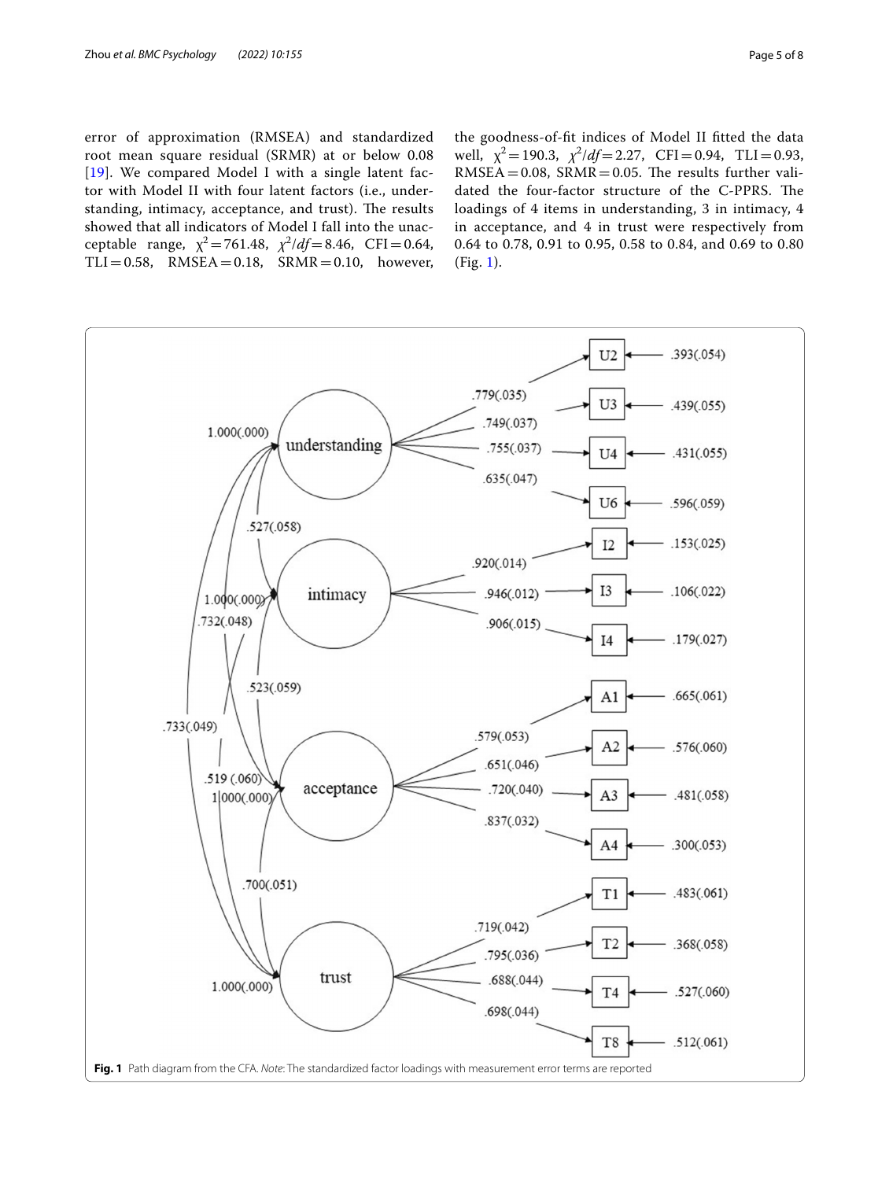error of approximation (RMSEA) and standardized root mean square residual (SRMR) at or below 0.08 [19]. We compared Model I with a single latent factor with Model II with four latent factors (i.e., understanding, intimacy, acceptance, and trust). The results showed that all indicators of Model I fall into the unacceptable range, $\chi^2 = 761.48$, $\chi^2/df = 8.46$, CFI = 0.64, TLI = 0.58, RMSEA = 0.18, SRMR = 0.10, however, the goodness-of-fit indices of Model II fitted the data well, $\chi^2 = 190.3$, $\chi^2/df = 2.27$, CFI = 0.94, TLI = 0.93, RMSEA = 0.08, SRMR = 0.05. The results further validated the four-factor structure of the C-PPRS. The loadings of 4 items in understanding, 3 in intimacy, 4 in acceptance, and 4 in trust were respectively from 0.64 to 0.78, 0.91 to 0.95, 0.58 to 0.84, and 0.69 to 0.80 (Fig. 1).

**Fig. 1** Path diagram from the CFA. *Note*: The standardized factor loadings with measurement error terms are reported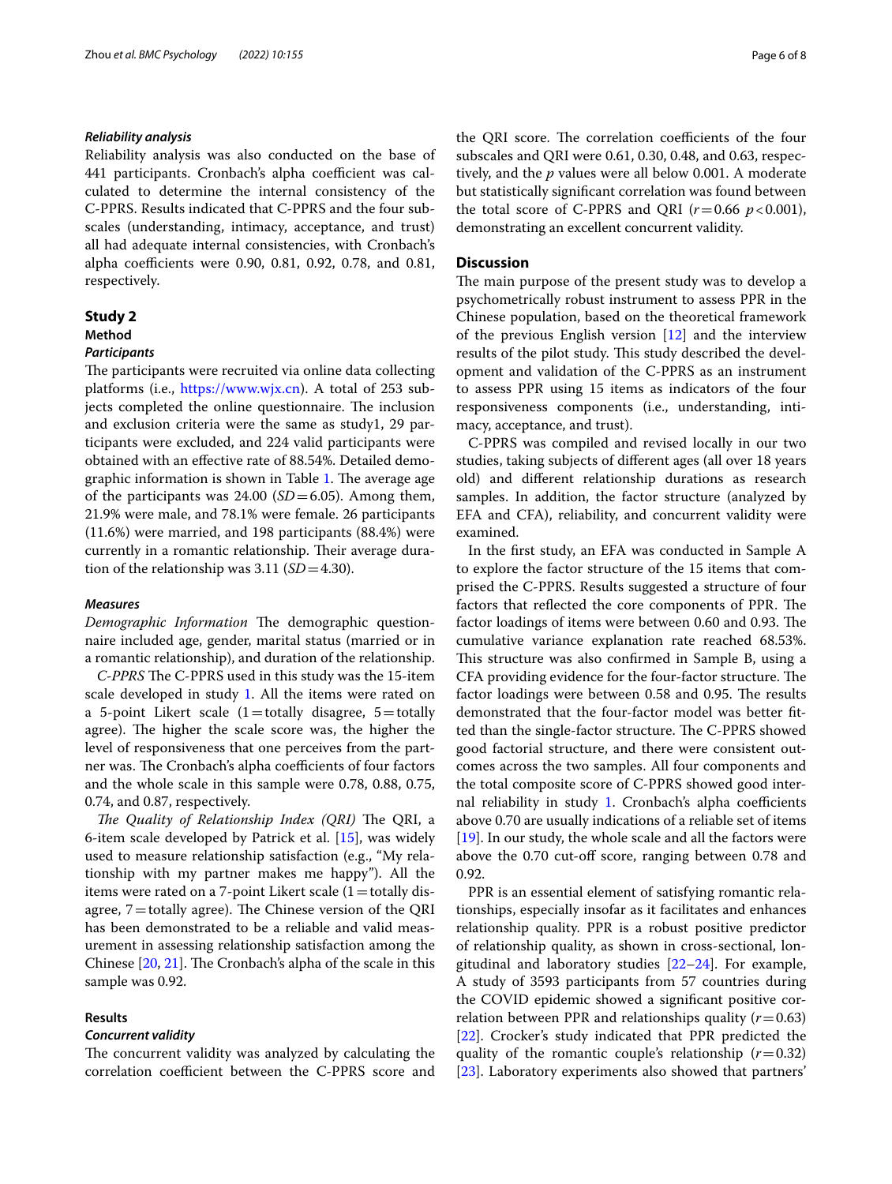### *Reliability analysis*

Reliability analysis was also conducted on the base of 441 participants. Cronbach's alpha coefficient was calculated to determine the internal consistency of the C-PPRS. Results indicated that C-PPRS and the four subscales (understanding, intimacy, acceptance, and trust) all had adequate internal consistencies, with Cronbach's alpha coefficients were 0.90, 0.81, 0.92, 0.78, and 0.81, respectively.

## Study 2

### Method

#### *Participants*

The participants were recruited via online data collecting platforms (i.e., https://www.wjx.cn). A total of 253 subjects completed the online questionnaire. The inclusion and exclusion criteria were the same as study1, 29 participants were excluded, and 224 valid participants were obtained with an effective rate of 88.54%. Detailed demographic information is shown in Table 1. The average age of the participants was 24.00 ($SD = 6.05$). Among them, 21.9% were male, and 78.1% were female. 26 participants (11.6%) were married, and 198 participants (88.4%) were currently in a romantic relationship. Their average duration of the relationship was 3.11 ($SD = 4.30$).

#### *Measures*

*Demographic Information* The demographic questionnaire included age, gender, marital status (married or in a romantic relationship), and duration of the relationship.

*C-PPRS* The C-PPRS used in this study was the 15-item scale developed in study 1. All the items were rated on a 5-point Likert scale (1 = totally disagree, 5 = totally agree). The higher the scale score was, the higher the level of responsiveness that one perceives from the partner was. The Cronbach's alpha coefficients of four factors and the whole scale in this sample were 0.78, 0.88, 0.75, 0.74, and 0.87, respectively.

*The Quality of Relationship Index (QRI)* The QRI, a 6-item scale developed by Patrick et al. [15], was widely used to measure relationship satisfaction (e.g., "My relationship with my partner makes me happy"). All the items were rated on a 7-point Likert scale (1 = totally disagree, 7 = totally agree). The Chinese version of the QRI has been demonstrated to be a reliable and valid measurement in assessing relationship satisfaction among the Chinese [20, 21]. The Cronbach's alpha of the scale in this sample was 0.92.

### Results

#### *Concurrent validity*

The concurrent validity was analyzed by calculating the correlation coefficient between the C-PPRS score and the QRI score. The correlation coefficients of the four subscales and QRI were 0.61, 0.30, 0.48, and 0.63, respectively, and the $p$ values were all below 0.001. A moderate but statistically significant correlation was found between the total score of C-PPRS and QRI ($r = 0.66$ $p < 0.001$), demonstrating an excellent concurrent validity.

## Discussion

The main purpose of the present study was to develop a psychometrically robust instrument to assess PPR in the Chinese population, based on the theoretical framework of the previous English version [12] and the interview results of the pilot study. This study described the development and validation of the C-PPRS as an instrument to assess PPR using 15 items as indicators of the four responsiveness components (i.e., understanding, intimacy, acceptance, and trust).

C-PPRS was compiled and revised locally in our two studies, taking subjects of different ages (all over 18 years old) and different relationship durations as research samples. In addition, the factor structure (analyzed by EFA and CFA), reliability, and concurrent validity were examined.

In the first study, an EFA was conducted in Sample A to explore the factor structure of the 15 items that comprised the C-PPRS. Results suggested a structure of four factors that reflected the core components of PPR. The factor loadings of items were between 0.60 and 0.93. The cumulative variance explanation rate reached 68.53%. This structure was also confirmed in Sample B, using a CFA providing evidence for the four-factor structure. The factor loadings were between 0.58 and 0.95. The results demonstrated that the four-factor model was better fitted than the single-factor structure. The C-PPRS showed good factorial structure, and there were consistent outcomes across the two samples. All four components and the total composite score of C-PPRS showed good internal reliability in study 1. Cronbach's alpha coefficients above 0.70 are usually indications of a reliable set of items [19]. In our study, the whole scale and all the factors were above the 0.70 cut-off score, ranging between 0.78 and 0.92.

PPR is an essential element of satisfying romantic relationships, especially insofar as it facilitates and enhances relationship quality. PPR is a robust positive predictor of relationship quality, as shown in cross-sectional, longitudinal and laboratory studies [22–24]. For example, A study of 3593 participants from 57 countries during the COVID epidemic showed a significant positive correlation between PPR and relationships quality ($r = 0.63$) [22]. Crocker's study indicated that PPR predicted the quality of the romantic couple's relationship ($r = 0.32$) [23]. Laboratory experiments also showed that partners'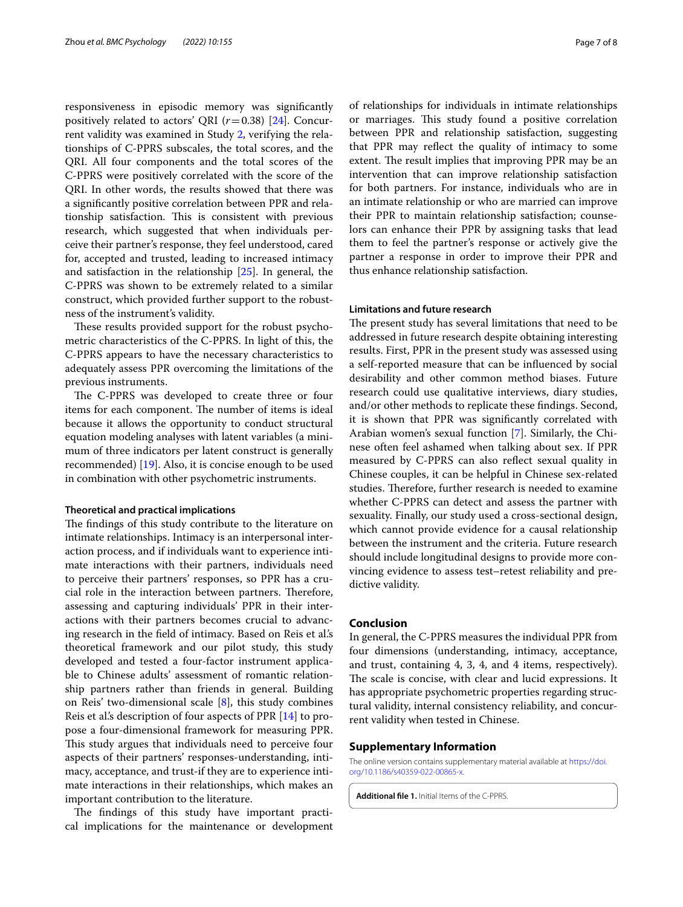responsiveness in episodic memory was significantly positively related to actors' QRI ($r = 0.38$) [24]. Concurrent validity was examined in Study 2, verifying the relationships of C-PPRS subscales, the total scores, and the QRI. All four components and the total scores of the C-PPRS were positively correlated with the score of the QRI. In other words, the results showed that there was a significantly positive correlation between PPR and relationship satisfaction. This is consistent with previous research, which suggested that when individuals perceive their partner's response, they feel understood, cared for, accepted and trusted, leading to increased intimacy and satisfaction in the relationship [25]. In general, the C-PPRS was shown to be extremely related to a similar construct, which provided further support to the robustness of the instrument's validity.

These results provided support for the robust psychometric characteristics of the C-PPRS. In light of this, the C-PPRS appears to have the necessary characteristics to adequately assess PPR overcoming the limitations of the previous instruments.

The C-PPRS was developed to create three or four items for each component. The number of items is ideal because it allows the opportunity to conduct structural equation modeling analyses with latent variables (a minimum of three indicators per latent construct is generally recommended) [19]. Also, it is concise enough to be used in combination with other psychometric instruments.

### Theoretical and practical implications

The findings of this study contribute to the literature on intimate relationships. Intimacy is an interpersonal interaction process, and if individuals want to experience intimate interactions with their partners, individuals need to perceive their partners' responses, so PPR has a crucial role in the interaction between partners. Therefore, assessing and capturing individuals' PPR in their interactions with their partners becomes crucial to advancing research in the field of intimacy. Based on Reis et al.'s theoretical framework and our pilot study, this study developed and tested a four-factor instrument applicable to Chinese adults' assessment of romantic relationship partners rather than friends in general. Building on Reis' two-dimensional scale [8], this study combines Reis et al.'s description of four aspects of PPR [14] to propose a four-dimensional framework for measuring PPR. This study argues that individuals need to perceive four aspects of their partners' responses-understanding, intimacy, acceptance, and trust-if they are to experience intimate interactions in their relationships, which makes an important contribution to the literature.

The findings of this study have important practical implications for the maintenance or development of relationships for individuals in intimate relationships or marriages. This study found a positive correlation between PPR and relationship satisfaction, suggesting that PPR may reflect the quality of intimacy to some extent. The result implies that improving PPR may be an intervention that can improve relationship satisfaction for both partners. For instance, individuals who are in an intimate relationship or who are married can improve their PPR to maintain relationship satisfaction; counselors can enhance their PPR by assigning tasks that lead them to feel the partner's response or actively give the partner a response in order to improve their PPR and thus enhance relationship satisfaction.

### Limitations and future research

The present study has several limitations that need to be addressed in future research despite obtaining interesting results. First, PPR in the present study was assessed using a self-reported measure that can be influenced by social desirability and other common method biases. Future research could use qualitative interviews, diary studies, and/or other methods to replicate these findings. Second, it is shown that PPR was significantly correlated with Arabian women's sexual function [7]. Similarly, the Chinese often feel ashamed when talking about sex. If PPR measured by C-PPRS can also reflect sexual quality in Chinese couples, it can be helpful in Chinese sex-related studies. Therefore, further research is needed to examine whether C-PPRS can detect and assess the partner with sexuality. Finally, our study used a cross-sectional design, which cannot provide evidence for a causal relationship between the instrument and the criteria. Future research should include longitudinal designs to provide more convincing evidence to assess test–retest reliability and predictive validity.

## Conclusion

In general, the C-PPRS measures the individual PPR from four dimensions (understanding, intimacy, acceptance, and trust, containing 4, 3, 4, and 4 items, respectively). The scale is concise, with clear and lucid expressions. It has appropriate psychometric properties regarding structural validity, internal consistency reliability, and concurrent validity when tested in Chinese.

## Supplementary Information

The online version contains supplementary material available at https://doi.org/10.1186/s40359-022-00865-x.

**Additional file 1.** Initial Items of the C-PPRS.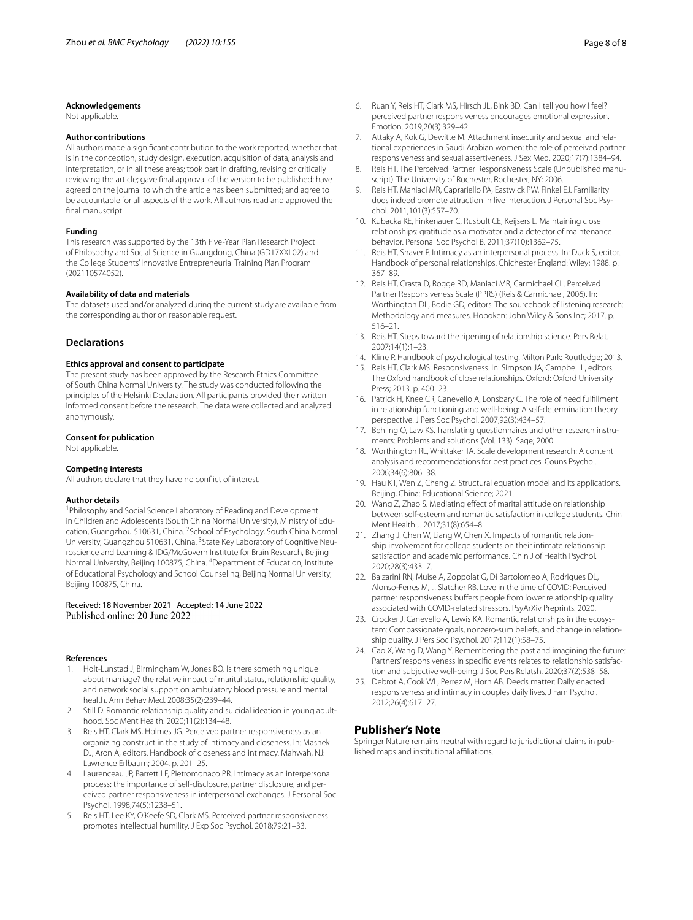#### Acknowledgements

Not applicable.

#### Author contributions

All authors made a significant contribution to the work reported, whether that is in the conception, study design, execution, acquisition of data, analysis and interpretation, or in all these areas; took part in drafting, revising or critically reviewing the article; gave final approval of the version to be published; have agreed on the journal to which the article has been submitted; and agree to be accountable for all aspects of the work. All authors read and approved the final manuscript.

#### Funding

This research was supported by the 13th Five-Year Plan Research Project of Philosophy and Social Science in Guangdong, China (GD17XXL02) and the College Students' Innovative Entrepreneurial Training Plan Program (202110574052).

#### Availability of data and materials

The datasets used and/or analyzed during the current study are available from the corresponding author on reasonable request.

## Declarations

#### Ethics approval and consent to participate

The present study has been approved by the Research Ethics Committee of South China Normal University. The study was conducted following the principles of the Helsinki Declaration. All participants provided their written informed consent before the research. The data were collected and analyzed anonymously.

#### Consent for publication

Not applicable.

#### Competing interests

All authors declare that they have no conflict of interest.

#### Author details

[1] Philosophy and Social Science Laboratory of Reading and Development in Children and Adolescents (South China Normal University), Ministry of Education, Guangzhou 510631, China. [2] School of Psychology, South China Normal University, Guangzhou 510631, China. [3] State Key Laboratory of Cognitive Neuroscience and Learning & IDG/McGovern Institute for Brain Research, Beijing Normal University, Beijing 100875, China. [4] Department of Education, Institute of Educational Psychology and School Counseling, Beijing Normal University, Beijing 100875, China.

Received: 18 November 2021 Accepted: 14 June 2022
Published online: 20 June 2022

#### References

1. Holt-Lunstad J, Birmingham W, Jones BQ. Is there something unique about marriage? the relative impact of marital status, relationship quality, and network social support on ambulatory blood pressure and mental health. Ann Behav Med. 2008;35(2):239–44.
2. Still D. Romantic relationship quality and suicidal ideation in young adulthood. Soc Ment Health. 2020;11(2):134–48.
3. Reis HT, Clark MS, Holmes JG. Perceived partner responsiveness as an organizing construct in the study of intimacy and closeness. In: Mashek DJ, Aron A, editors. Handbook of closeness and intimacy. Mahwah, NJ: Lawrence Erlbaum; 2004. p. 201–25.
4. Laurenceau JP, Barrett LF, Pietromonaco PR. Intimacy as an interpersonal process: the importance of self-disclosure, partner disclosure, and perceived partner responsiveness in interpersonal exchanges. J Personal Soc Psychol. 1998;74(5):1238–51.
5. Reis HT, Lee KY, O'Keefe SD, Clark MS. Perceived partner responsiveness promotes intellectual humility. J Exp Soc Psychol. 2018;79:21–33.
6. Ruan Y, Reis HT, Clark MS, Hirsch JL, Bink BD. Can I tell you how I feel? perceived partner responsiveness encourages emotional expression. Emotion. 2019;20(3):329–42.
7. Attaky A, Kok G, Dewitte M. Attachment insecurity and sexual and relational experiences in Saudi Arabian women: the role of perceived partner responsiveness and sexual assertiveness. J Sex Med. 2020;17(7):1384–94.
8. Reis HT. The Perceived Partner Responsiveness Scale (Unpublished manuscript). The University of Rochester, Rochester, NY; 2006.
9. Reis HT, Maniaci MR, Caprariello PA, Eastwick PW, Finkel EJ. Familiarity does indeed promote attraction in live interaction. J Personal Soc Psychol. 2011;101(3):557–70.
10. Kubacka KE, Finkenauer C, Rusbult CE, Keijsers L. Maintaining close relationships: gratitude as a motivator and a detector of maintenance behavior. Personal Soc Psychol B. 2011;37(10):1362–75.
11. Reis HT, Shaver P. Intimacy as an interpersonal process. In: Duck S, editor. Handbook of personal relationships. Chichester England: Wiley; 1988. p. 367–89.
12. Reis HT, Crasta D, Rogge RD, Maniaci MR, Carmichael CL. Perceived Partner Responsiveness Scale (PPRS) (Reis & Carmichael, 2006). In: Worthington DL, Bodie GD, editors. The sourcebook of listening research: Methodology and measures. Hoboken: John Wiley & Sons Inc; 2017. p. 516–21.
13. Reis HT. Steps toward the ripening of relationship science. Pers Relat. 2007;14(1):1–23.
14. Kline P. Handbook of psychological testing. Milton Park: Routledge; 2013.
15. Reis HT, Clark MS. Responsiveness. In: Simpson JA, Campbell L, editors. The Oxford handbook of close relationships. Oxford: Oxford University Press; 2013. p. 400–23.
16. Patrick H, Knee CR, Canevello A, Lonsbary C. The role of need fulfillment in relationship functioning and well-being: A self-determination theory perspective. J Pers Soc Psychol. 2007;92(3):434–57.
17. Behling O, Law KS. Translating questionnaires and other research instruments: Problems and solutions (Vol. 133). Sage; 2000.
18. Worthington RL, Whittaker TA. Scale development research: A content analysis and recommendations for best practices. Couns Psychol. 2006;34(6):806–38.
19. Hau KT, Wen Z, Cheng Z. Structural equation model and its applications. Beijing, China: Educational Science; 2021.
20. Wang Z, Zhao S. Mediating effect of marital attitude on relationship between self-esteem and romantic satisfaction in college students. Chin Ment Health J. 2017;31(8):654–8.
21. Zhang J, Chen W, Liang W, Chen X. Impacts of romantic relationship involvement for college students on their intimate relationship satisfaction and academic performance. Chin J of Health Psychol. 2020;28(3):433–7.
22. Balzarini RN, Muise A, Zoppolat G, Di Bartolomeo A, Rodrigues DL, Alonso-Ferres M, ... Slatcher RB. Love in the time of COVID: Perceived partner responsiveness buffers people from lower relationship quality associated with COVID-related stressors. PsyArXiv Preprints. 2020.
23. Crocker J, Canevello A, Lewis KA. Romantic relationships in the ecosystem: Compassionate goals, nonzero-sum beliefs, and change in relationship quality. J Pers Soc Psychol. 2017;112(1):58–75.
24. Cao X, Wang D, Wang Y. Remembering the past and imagining the future: Partners' responsiveness in specific events relates to relationship satisfaction and subjective well-being. J Soc Pers Relatsh. 2020;37(2):538–58.
25. Debrot A, Cook WL, Perrez M, Horn AB. Deeds matter: Daily enacted responsiveness and intimacy in couples' daily lives. J Fam Psychol. 2012;26(4):617–27.

## Publisher's Note

Springer Nature remains neutral with regard to jurisdictional claims in published maps and institutional affiliations.